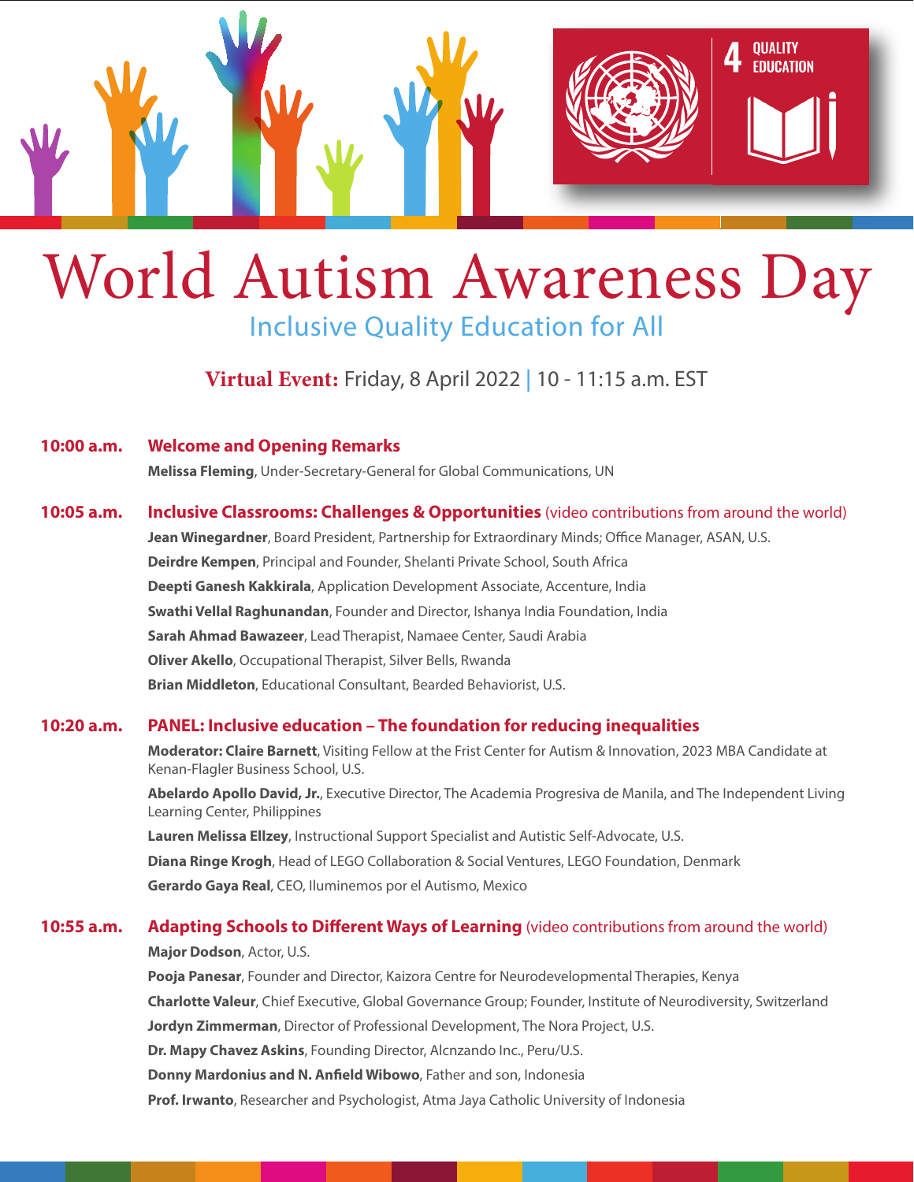4 QUALITY EDUCATION

# World Autism Awareness Day

## Inclusive Quality Education for All

**Virtual Event:** Friday, 8 April 2022 | 10 - 11:15 a.m. EST

**10:00 a.m.** **Welcome and Opening Remarks**

**Melissa Fleming**, Under-Secretary-General for Global Communications, UN

**10:05 a.m.** **Inclusive Classrooms: Challenges & Opportunities** (video contributions from around the world)

**Jean Winegardner**, Board President, Partnership for Extraordinary Minds; Office Manager, ASAN, U.S.

**Deirdre Kempen**, Principal and Founder, Shelanti Private School, South Africa

**Deepti Ganesh Kakkirala**, Application Development Associate, Accenture, India

**Swathi Vellal Raghunandan**, Founder and Director, Ishanya India Foundation, India

**Sarah Ahmad Bawazeer**, Lead Therapist, Namaee Center, Saudi Arabia

**Oliver Akello**, Occupational Therapist, Silver Bells, Rwanda

**Brian Middleton**, Educational Consultant, Bearded Behaviorist, U.S.

**10:20 a.m.** **PANEL: Inclusive education – The foundation for reducing inequalities**

**Moderator: Claire Barnett**, Visiting Fellow at the Frist Center for Autism & Innovation, 2023 MBA Candidate at Kenan-Flagler Business School, U.S.

**Abelardo Apollo David, Jr.**, Executive Director, The Academia Progresiva de Manila, and The Independent Living Learning Center, Philippines

**Lauren Melissa Ellzey**, Instructional Support Specialist and Autistic Self-Advocate, U.S.

**Diana Ringe Krogh**, Head of LEGO Collaboration & Social Ventures, LEGO Foundation, Denmark

**Gerardo Gaya Real**, CEO, Iluminemos por el Autismo, Mexico

**10:55 a.m.** **Adapting Schools to Different Ways of Learning** (video contributions from around the world)

**Major Dodson**, Actor, U.S.

**Pooja Panesar**, Founder and Director, Kaizora Centre for Neurodevelopmental Therapies, Kenya

**Charlotte Valeur**, Chief Executive, Global Governance Group; Founder, Institute of Neurodiversity, Switzerland

**Jordyn Zimmerman**, Director of Professional Development, The Nora Project, U.S.

**Dr. Mapy Chavez Askins**, Founding Director, Alcnzando Inc., Peru/U.S.

**Donny Mardonius and N. Anfield Wibowo**, Father and son, Indonesia

**Prof. Irwanto**, Researcher and Psychologist, Atma Jaya Catholic University of Indonesia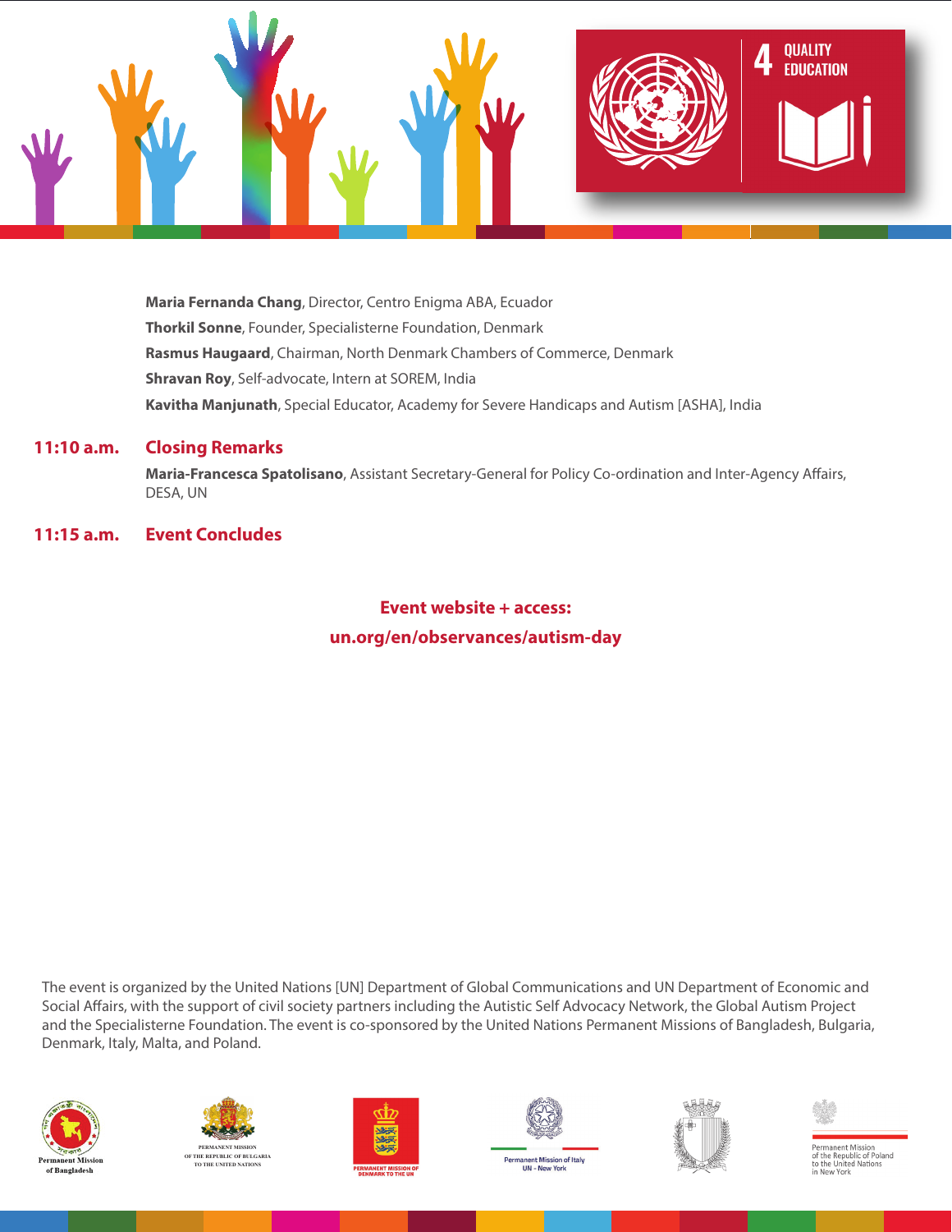**Maria Fernanda Chang**, Director, Centro Enigma ABA, Ecuador

**Thorkil Sonne**, Founder, Specialisterne Foundation, Denmark

**Rasmus Haugaard**, Chairman, North Denmark Chambers of Commerce, Denmark

**Shravan Roy**, Self-advocate, Intern at SOREM, India

**Kavitha Manjunath**, Special Educator, Academy for Severe Handicaps and Autism [ASHA], India

**11:10 a.m. Closing Remarks**

**Maria-Francesca Spatolisano**, Assistant Secretary-General for Policy Co-ordination and Inter-Agency Affairs, DESA, UN

**11:15 a.m. Event Concludes**

**Event website + access:**
**un.org/en/observances/autism-day**

The event is organized by the United Nations [UN] Department of Global Communications and UN Department of Economic and Social Affairs, with the support of civil society partners including the Autistic Self Advocacy Network, the Global Autism Project and the Specialisterne Foundation. The event is co-sponsored by the United Nations Permanent Missions of Bangladesh, Bulgaria, Denmark, Italy, Malta, and Poland.